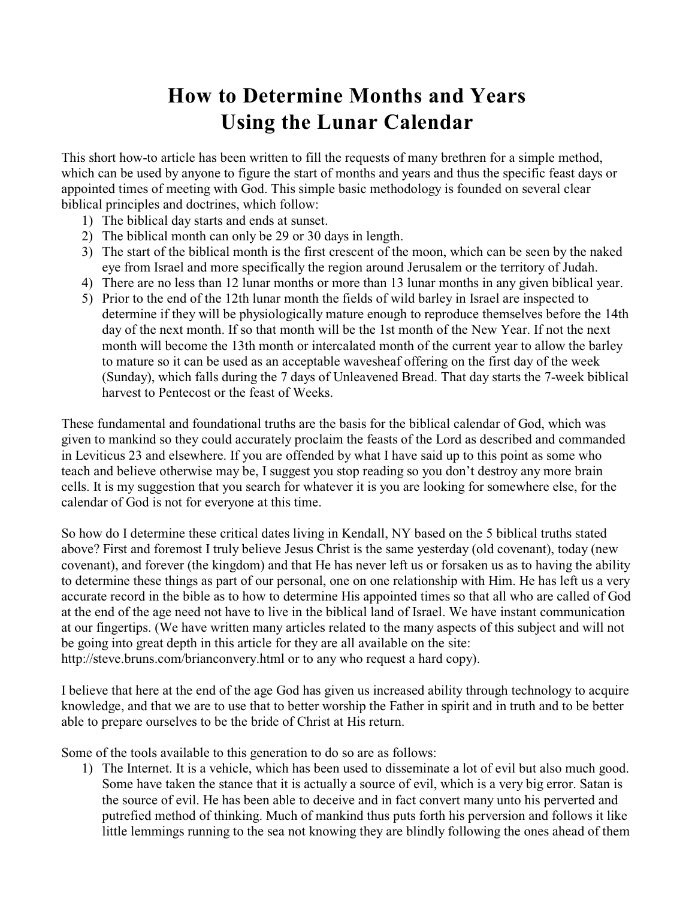# How to Determine Months and Years Using the Lunar Calendar

This short how-to article has been written to fill the requests of many brethren for a simple method, which can be used by anyone to figure the start of months and years and thus the specific feast days or appointed times of meeting with God. This simple basic methodology is founded on several clear biblical principles and doctrines, which follow:

1) The biblical day starts and ends at sunset.
2) The biblical month can only be 29 or 30 days in length.
3) The start of the biblical month is the first crescent of the moon, which can be seen by the naked eye from Israel and more specifically the region around Jerusalem or the territory of Judah.
4) There are no less than 12 lunar months or more than 13 lunar months in any given biblical year.
5) Prior to the end of the 12th lunar month the fields of wild barley in Israel are inspected to determine if they will be physiologically mature enough to reproduce themselves before the 14th day of the next month. If so that month will be the 1st month of the New Year. If not the next month will become the 13th month or intercalated month of the current year to allow the barley to mature so it can be used as an acceptable wavesheaf offering on the first day of the week (Sunday), which falls during the 7 days of Unleavened Bread. That day starts the 7-week biblical harvest to Pentecost or the feast of Weeks.

These fundamental and foundational truths are the basis for the biblical calendar of God, which was given to mankind so they could accurately proclaim the feasts of the Lord as described and commanded in Leviticus 23 and elsewhere. If you are offended by what I have said up to this point as some who teach and believe otherwise may be, I suggest you stop reading so you don't destroy any more brain cells. It is my suggestion that you search for whatever it is you are looking for somewhere else, for the calendar of God is not for everyone at this time.

So how do I determine these critical dates living in Kendall, NY based on the 5 biblical truths stated above? First and foremost I truly believe Jesus Christ is the same yesterday (old covenant), today (new covenant), and forever (the kingdom) and that He has never left us or forsaken us as to having the ability to determine these things as part of our personal, one on one relationship with Him. He has left us a very accurate record in the bible as to how to determine His appointed times so that all who are called of God at the end of the age need not have to live in the biblical land of Israel. We have instant communication at our fingertips. (We have written many articles related to the many aspects of this subject and will not be going into great depth in this article for they are all available on the site: http://steve.bruns.com/brianconvery.html or to any who request a hard copy).

I believe that here at the end of the age God has given us increased ability through technology to acquire knowledge, and that we are to use that to better worship the Father in spirit and in truth and to be better able to prepare ourselves to be the bride of Christ at His return.

Some of the tools available to this generation to do so are as follows:

1) The Internet. It is a vehicle, which has been used to disseminate a lot of evil but also much good. Some have taken the stance that it is actually a source of evil, which is a very big error. Satan is the source of evil. He has been able to deceive and in fact convert many unto his perverted and putrefied method of thinking. Much of mankind thus puts forth his perversion and follows it like little lemmings running to the sea not knowing they are blindly following the ones ahead of them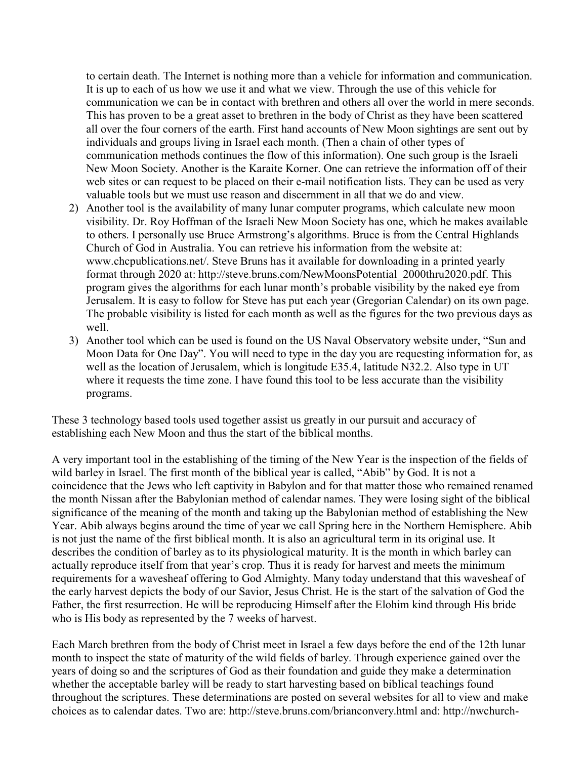to certain death. The Internet is nothing more than a vehicle for information and communication. It is up to each of us how we use it and what we view. Through the use of this vehicle for communication we can be in contact with brethren and others all over the world in mere seconds. This has proven to be a great asset to brethren in the body of Christ as they have been scattered all over the four corners of the earth. First hand accounts of New Moon sightings are sent out by individuals and groups living in Israel each month. (Then a chain of other types of communication methods continues the flow of this information). One such group is the Israeli New Moon Society. Another is the Karaite Korner. One can retrieve the information off of their web sites or can request to be placed on their e-mail notification lists. They can be used as very valuable tools but we must use reason and discernment in all that we do and view.

2) Another tool is the availability of many lunar computer programs, which calculate new moon visibility. Dr. Roy Hoffman of the Israeli New Moon Society has one, which he makes available to others. I personally use Bruce Armstrong's algorithms. Bruce is from the Central Highlands Church of God in Australia. You can retrieve his information from the website at: www.chcpublications.net/. Steve Bruns has it available for downloading in a printed yearly format through 2020 at: http://steve.bruns.com/NewMoonsPotential_2000thru2020.pdf. This program gives the algorithms for each lunar month's probable visibility by the naked eye from Jerusalem. It is easy to follow for Steve has put each year (Gregorian Calendar) on its own page. The probable visibility is listed for each month as well as the figures for the two previous days as well.
3) Another tool which can be used is found on the US Naval Observatory website under, "Sun and Moon Data for One Day". You will need to type in the day you are requesting information for, as well as the location of Jerusalem, which is longitude E35.4, latitude N32.2. Also type in UT where it requests the time zone. I have found this tool to be less accurate than the visibility programs.

These 3 technology based tools used together assist us greatly in our pursuit and accuracy of establishing each New Moon and thus the start of the biblical months.

A very important tool in the establishing of the timing of the New Year is the inspection of the fields of wild barley in Israel. The first month of the biblical year is called, "Abib" by God. It is not a coincidence that the Jews who left captivity in Babylon and for that matter those who remained renamed the month Nissan after the Babylonian method of calendar names. They were losing sight of the biblical significance of the meaning of the month and taking up the Babylonian method of establishing the New Year. Abib always begins around the time of year we call Spring here in the Northern Hemisphere. Abib is not just the name of the first biblical month. It is also an agricultural term in its original use. It describes the condition of barley as to its physiological maturity. It is the month in which barley can actually reproduce itself from that year's crop. Thus it is ready for harvest and meets the minimum requirements for a wavesheaf offering to God Almighty. Many today understand that this wavesheaf of the early harvest depicts the body of our Savior, Jesus Christ. He is the start of the salvation of God the Father, the first resurrection. He will be reproducing Himself after the Elohim kind through His bride who is His body as represented by the 7 weeks of harvest.

Each March brethren from the body of Christ meet in Israel a few days before the end of the 12th lunar month to inspect the state of maturity of the wild fields of barley. Through experience gained over the years of doing so and the scriptures of God as their foundation and guide they make a determination whether the acceptable barley will be ready to start harvesting based on biblical teachings found throughout the scriptures. These determinations are posted on several websites for all to view and make choices as to calendar dates. Two are: http://steve.bruns.com/brianconvery.html and: http://nwchurch-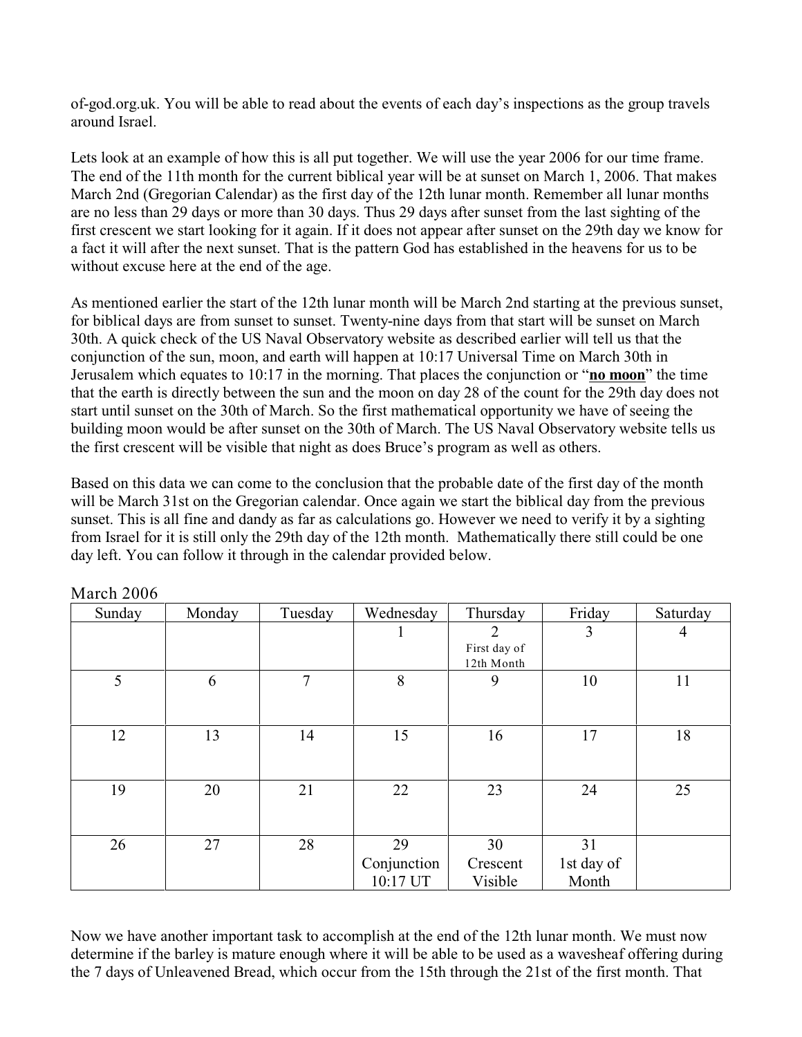of-god.org.uk. You will be able to read about the events of each day's inspections as the group travels around Israel.

Lets look at an example of how this is all put together. We will use the year 2006 for our time frame. The end of the 11th month for the current biblical year will be at sunset on March 1, 2006. That makes March 2nd (Gregorian Calendar) as the first day of the 12th lunar month. Remember all lunar months are no less than 29 days or more than 30 days. Thus 29 days after sunset from the last sighting of the first crescent we start looking for it again. If it does not appear after sunset on the 29th day we know for a fact it will after the next sunset. That is the pattern God has established in the heavens for us to be without excuse here at the end of the age.

As mentioned earlier the start of the 12th lunar month will be March 2nd starting at the previous sunset, for biblical days are from sunset to sunset. Twenty-nine days from that start will be sunset on March 30th. A quick check of the US Naval Observatory website as described earlier will tell us that the conjunction of the sun, moon, and earth will happen at 10:17 Universal Time on March 30th in Jerusalem which equates to 10:17 in the morning. That places the conjunction or "**no moon**" the time that the earth is directly between the sun and the moon on day 28 of the count for the 29th day does not start until sunset on the 30th of March. So the first mathematical opportunity we have of seeing the building moon would be after sunset on the 30th of March. The US Naval Observatory website tells us the first crescent will be visible that night as does Bruce's program as well as others.

Based on this data we can come to the conclusion that the probable date of the first day of the month will be March 31st on the Gregorian calendar. Once again we start the biblical day from the previous sunset. This is all fine and dandy as far as calculations go. However we need to verify it by a sighting from Israel for it is still only the 29th day of the 12th month. Mathematically there still could be one day left. You can follow it through in the calendar provided below.

March 2006

| Sunday | Monday | Tuesday | Wednesday | Thursday | Friday | Saturday |
|---|---|---|---|---|---|---|
| | | | 1 | 2<br>First day of 12th Month | 3 | 4 |
| 5 | 6 | 7 | 8 | 9 | 10 | 11 |
| 12 | 13 | 14 | 15 | 16 | 17 | 18 |
| 19 | 20 | 21 | 22 | 23 | 24 | 25 |
| 26 | 27 | 28 | 29<br>Conjunction 10:17 UT | 30<br>Crescent Visible | 31<br>1st day of Month | |

Now we have another important task to accomplish at the end of the 12th lunar month. We must now determine if the barley is mature enough where it will be able to be used as a wavesheaf offering during the 7 days of Unleavened Bread, which occur from the 15th through the 21st of the first month. That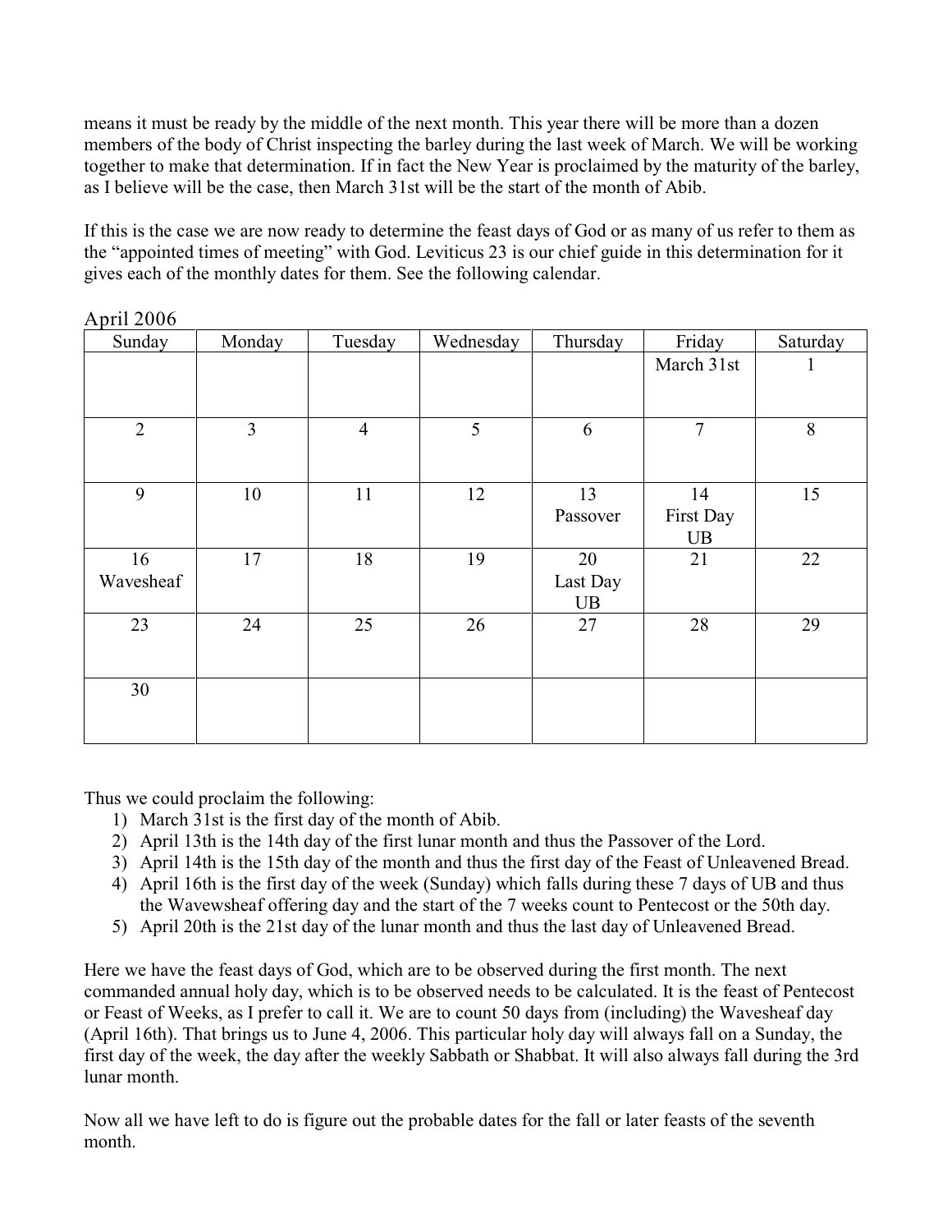means it must be ready by the middle of the next month. This year there will be more than a dozen members of the body of Christ inspecting the barley during the last week of March. We will be working together to make that determination. If in fact the New Year is proclaimed by the maturity of the barley, as I believe will be the case, then March 31st will be the start of the month of Abib.

If this is the case we are now ready to determine the feast days of God or as many of us refer to them as the "appointed times of meeting" with God. Leviticus 23 is our chief guide in this determination for it gives each of the monthly dates for them. See the following calendar.

April 2006

| Sunday | Monday | Tuesday | Wednesday | Thursday | Friday | Saturday |
|---|---|---|---|---|---|---|
| | | | | | March 31st | 1 |
| 2 | 3 | 4 | 5 | 6 | 7 | 8 |
| 9 | 10 | 11 | 12 | 13 Passover | 14 First Day UB | 15 |
| 16 Wavesheaf | 17 | 18 | 19 | 20 Last Day UB | 21 | 22 |
| 23 | 24 | 25 | 26 | 27 | 28 | 29 |
| 30 | | | | | | |

Thus we could proclaim the following:

1) March 31st is the first day of the month of Abib.
2) April 13th is the 14th day of the first lunar month and thus the Passover of the Lord.
3) April 14th is the 15th day of the month and thus the first day of the Feast of Unleavened Bread.
4) April 16th is the first day of the week (Sunday) which falls during these 7 days of UB and thus the Wavewsheaf offering day and the start of the 7 weeks count to Pentecost or the 50th day.
5) April 20th is the 21st day of the lunar month and thus the last day of Unleavened Bread.

Here we have the feast days of God, which are to be observed during the first month. The next commanded annual holy day, which is to be observed needs to be calculated. It is the feast of Pentecost or Feast of Weeks, as I prefer to call it. We are to count 50 days from (including) the Wavesheaf day (April 16th). That brings us to June 4, 2006. This particular holy day will always fall on a Sunday, the first day of the week, the day after the weekly Sabbath or Shabbat. It will also always fall during the 3rd lunar month.

Now all we have left to do is figure out the probable dates for the fall or later feasts of the seventh month.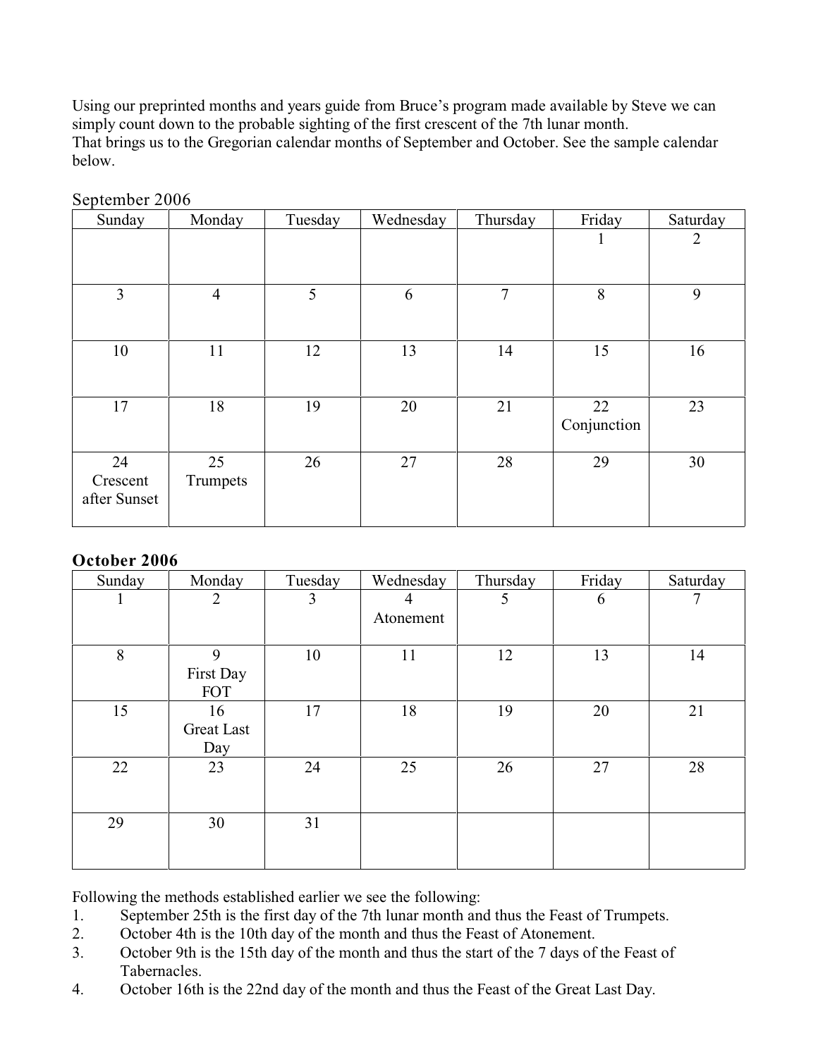Using our preprinted months and years guide from Bruce's program made available by Steve we can simply count down to the probable sighting of the first crescent of the 7th lunar month.
That brings us to the Gregorian calendar months of September and October. See the sample calendar below.

September 2006

| Sunday | Monday | Tuesday | Wednesday | Thursday | Friday | Saturday |
|---|---|---|---|---|---|---|
| | | | | | 1 | 2 |
| 3 | 4 | 5 | 6 | 7 | 8 | 9 |
| 10 | 11 | 12 | 13 | 14 | 15 | 16 |
| 17 | 18 | 19 | 20 | 21 | 22 Conjunction | 23 |
| 24 Crescent after Sunset | 25 Trumpets | 26 | 27 | 28 | 29 | 30 |

**October 2006**

| Sunday | Monday | Tuesday | Wednesday | Thursday | Friday | Saturday |
|---|---|---|---|---|---|---|
| 1 | 2 | 3 | 4 Atonement | 5 | 6 | 7 |
| 8 | 9 First Day FOT | 10 | 11 | 12 | 13 | 14 |
| 15 | 16 Great Last Day | 17 | 18 | 19 | 20 | 21 |
| 22 | 23 | 24 | 25 | 26 | 27 | 28 |
| 29 | 30 | 31 | | | | |

Following the methods established earlier we see the following:

1. September 25th is the first day of the 7th lunar month and thus the Feast of Trumpets.
2. October 4th is the 10th day of the month and thus the Feast of Atonement.
3. October 9th is the 15th day of the month and thus the start of the 7 days of the Feast of Tabernacles.
4. October 16th is the 22nd day of the month and thus the Feast of the Great Last Day.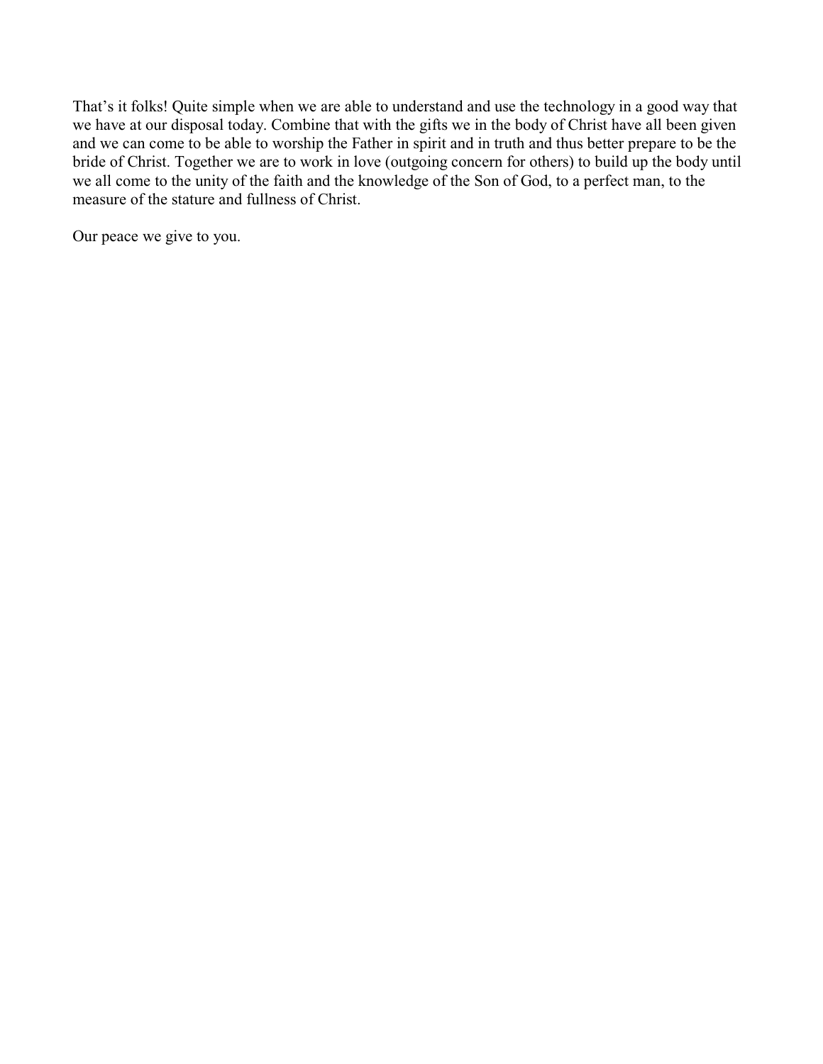That's it folks! Quite simple when we are able to understand and use the technology in a good way that we have at our disposal today. Combine that with the gifts we in the body of Christ have all been given and we can come to be able to worship the Father in spirit and in truth and thus better prepare to be the bride of Christ. Together we are to work in love (outgoing concern for others) to build up the body until we all come to the unity of the faith and the knowledge of the Son of God, to a perfect man, to the measure of the stature and fullness of Christ.

Our peace we give to you.